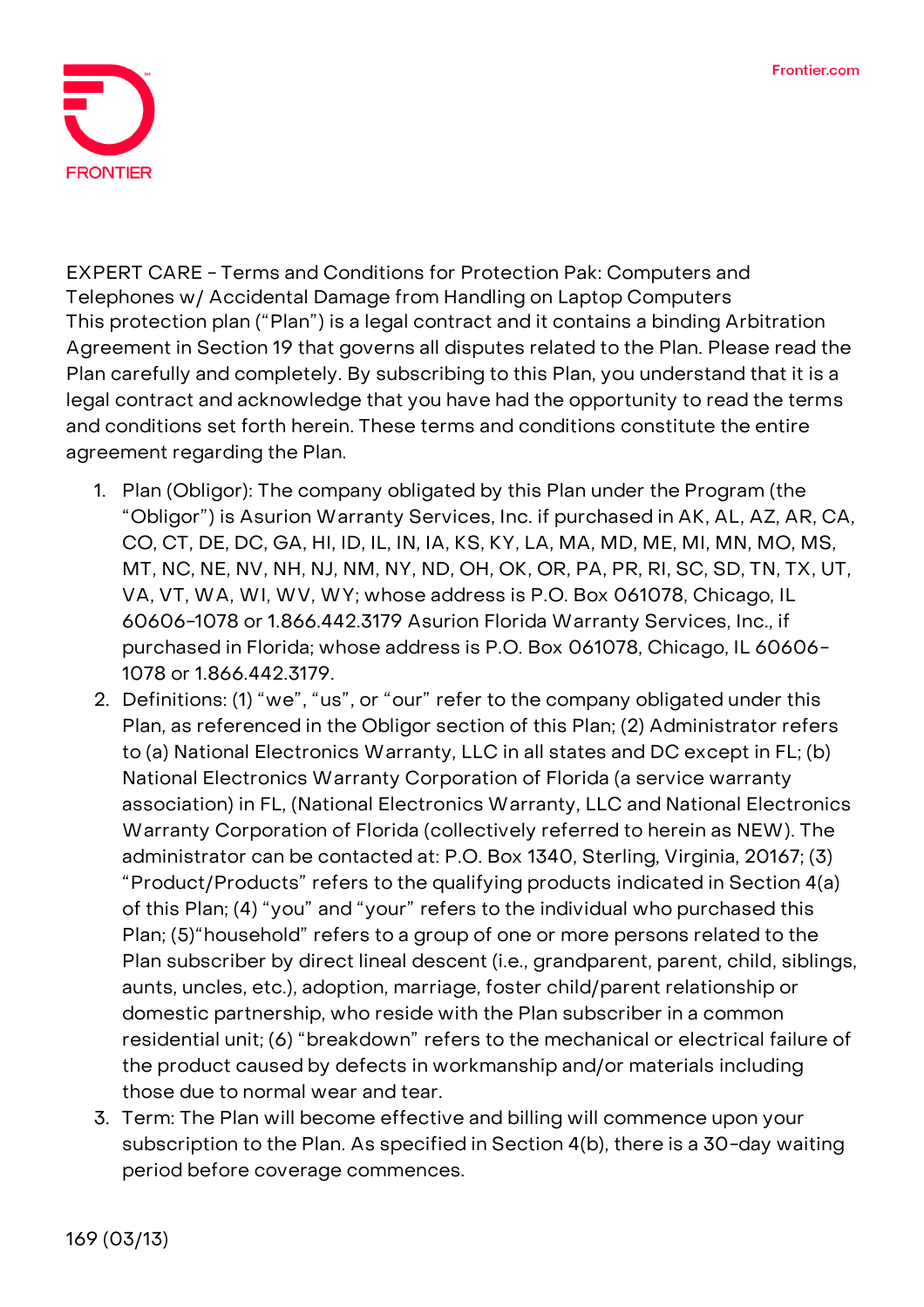EXPERT CARE - Terms and Conditions for Protection Pak: Computers and Telephones w/ Accidental Damage from Handling on Laptop Computers

This protection plan ("Plan") is a legal contract and it contains a binding Arbitration Agreement in Section 19 that governs all disputes related to the Plan. Please read the Plan carefully and completely. By subscribing to this Plan, you understand that it is a legal contract and acknowledge that you have had the opportunity to read the terms and conditions set forth herein. These terms and conditions constitute the entire agreement regarding the Plan.

1. Plan (Obligor): The company obligated by this Plan under the Program (the "Obligor") is Asurion Warranty Services, Inc. if purchased in AK, AL, AZ, AR, CA, CO, CT, DE, DC, GA, HI, ID, IL, IN, IA, KS, KY, LA, MA, MD, ME, MI, MN, MO, MS, MT, NC, NE, NV, NH, NJ, NM, NY, ND, OH, OK, OR, PA, PR, RI, SC, SD, TN, TX, UT, VA, VT, WA, WI, WV, WY; whose address is P.O. Box 061078, Chicago, IL 60606-1078 or 1.866.442.3179 Asurion Florida Warranty Services, Inc., if purchased in Florida; whose address is P.O. Box 061078, Chicago, IL 60606-1078 or 1.866.442.3179.
2. Definitions: (1) "we", "us", or "our" refer to the company obligated under this Plan, as referenced in the Obligor section of this Plan; (2) Administrator refers to (a) National Electronics Warranty, LLC in all states and DC except in FL; (b) National Electronics Warranty Corporation of Florida (a service warranty association) in FL, (National Electronics Warranty, LLC and National Electronics Warranty Corporation of Florida (collectively referred to herein as NEW). The administrator can be contacted at: P.O. Box 1340, Sterling, Virginia, 20167; (3) "Product/Products" refers to the qualifying products indicated in Section 4(a) of this Plan; (4) "you" and "your" refers to the individual who purchased this Plan; (5)"household" refers to a group of one or more persons related to the Plan subscriber by direct lineal descent (i.e., grandparent, parent, child, siblings, aunts, uncles, etc.), adoption, marriage, foster child/parent relationship or domestic partnership, who reside with the Plan subscriber in a common residential unit; (6) "breakdown" refers to the mechanical or electrical failure of the product caused by defects in workmanship and/or materials including those due to normal wear and tear.
3. Term: The Plan will become effective and billing will commence upon your subscription to the Plan. As specified in Section 4(b), there is a 30-day waiting period before coverage commences.

169 (03/13)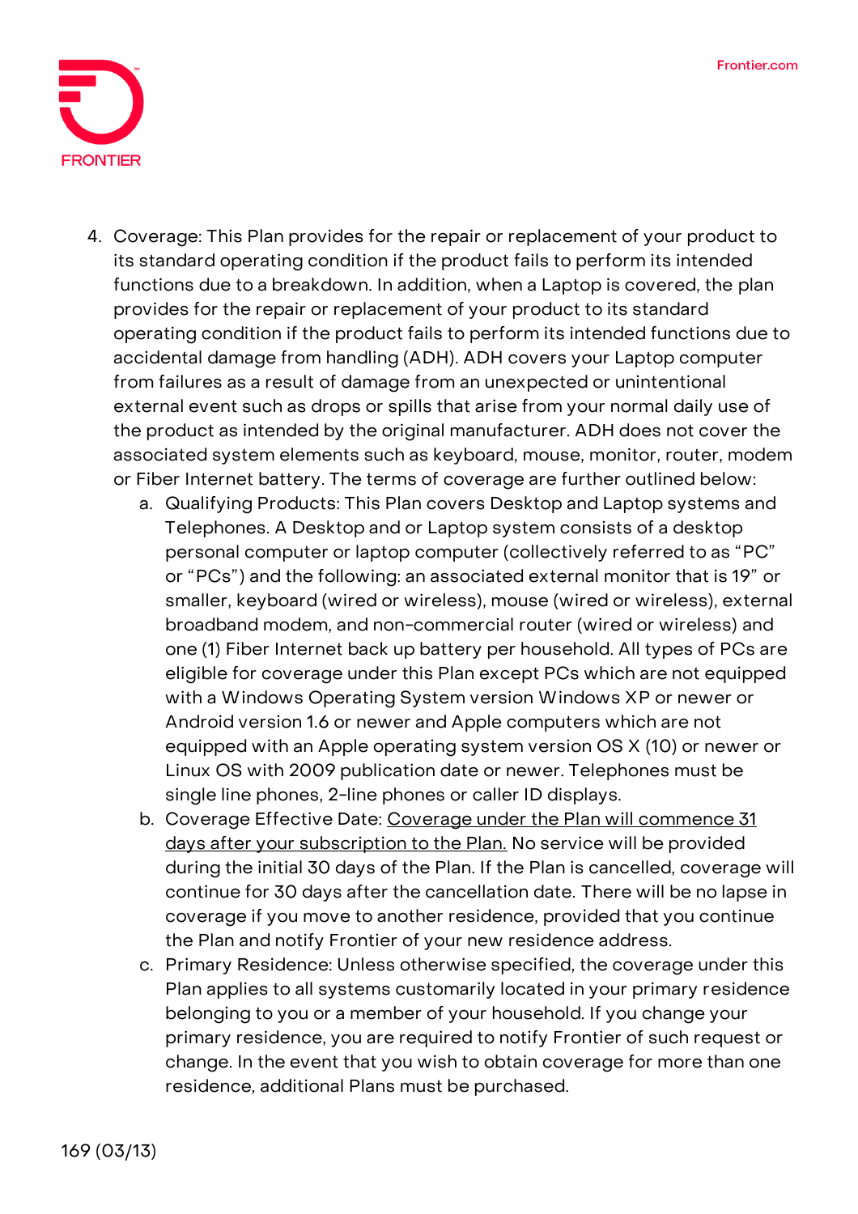4. Coverage: This Plan provides for the repair or replacement of your product to its standard operating condition if the product fails to perform its intended functions due to a breakdown. In addition, when a Laptop is covered, the plan provides for the repair or replacement of your product to its standard operating condition if the product fails to perform its intended functions due to accidental damage from handling (ADH). ADH covers your Laptop computer from failures as a result of damage from an unexpected or unintentional external event such as drops or spills that arise from your normal daily use of the product as intended by the original manufacturer. ADH does not cover the associated system elements such as keyboard, mouse, monitor, router, modem or Fiber Internet battery. The terms of coverage are further outlined below:
   a. Qualifying Products: This Plan covers Desktop and Laptop systems and Telephones. A Desktop and or Laptop system consists of a desktop personal computer or laptop computer (collectively referred to as "PC" or "PCs") and the following: an associated external monitor that is 19" or smaller, keyboard (wired or wireless), mouse (wired or wireless), external broadband modem, and non-commercial router (wired or wireless) and one (1) Fiber Internet back up battery per household. All types of PCs are eligible for coverage under this Plan except PCs which are not equipped with a Windows Operating System version Windows XP or newer or Android version 1.6 or newer and Apple computers which are not equipped with an Apple operating system version OS X (10) or newer or Linux OS with 2009 publication date or newer. Telephones must be single line phones, 2-line phones or caller ID displays.
   b. Coverage Effective Date: <u>Coverage under the Plan will commence 31 days after your subscription to the Plan.</u> No service will be provided during the initial 30 days of the Plan. If the Plan is cancelled, coverage will continue for 30 days after the cancellation date. There will be no lapse in coverage if you move to another residence, provided that you continue the Plan and notify Frontier of your new residence address.
   c. Primary Residence: Unless otherwise specified, the coverage under this Plan applies to all systems customarily located in your primary residence belonging to you or a member of your household. If you change your primary residence, you are required to notify Frontier of such request or change. In the event that you wish to obtain coverage for more than one residence, additional Plans must be purchased.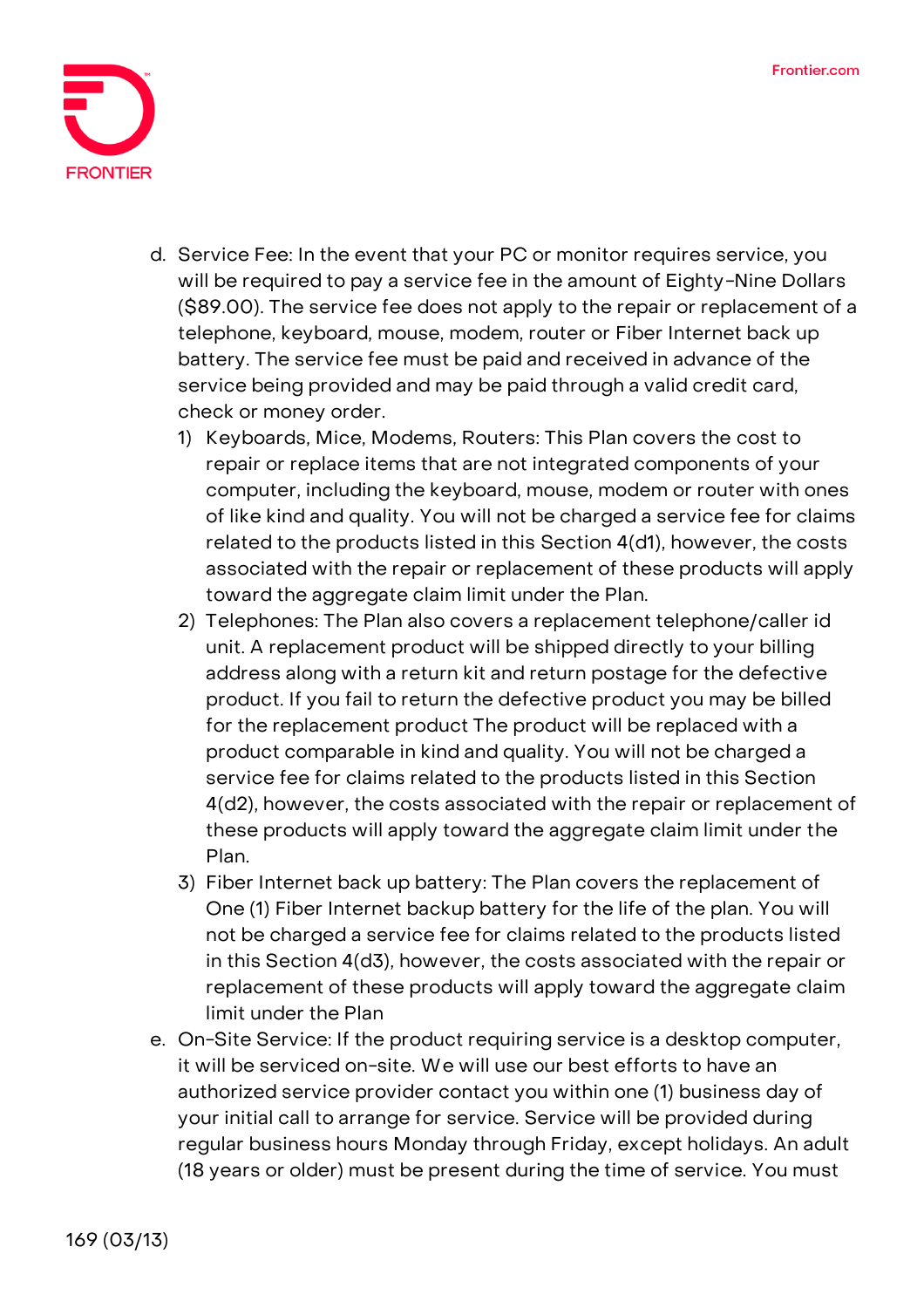d. Service Fee: In the event that your PC or monitor requires service, you will be required to pay a service fee in the amount of Eighty-Nine Dollars ($89.00). The service fee does not apply to the repair or replacement of a telephone, keyboard, mouse, modem, router or Fiber Internet back up battery. The service fee must be paid and received in advance of the service being provided and may be paid through a valid credit card, check or money order.
   1) Keyboards, Mice, Modems, Routers: This Plan covers the cost to repair or replace items that are not integrated components of your computer, including the keyboard, mouse, modem or router with ones of like kind and quality. You will not be charged a service fee for claims related to the products listed in this Section 4(d1), however, the costs associated with the repair or replacement of these products will apply toward the aggregate claim limit under the Plan.
   2) Telephones: The Plan also covers a replacement telephone/caller id unit. A replacement product will be shipped directly to your billing address along with a return kit and return postage for the defective product. If you fail to return the defective product you may be billed for the replacement product The product will be replaced with a product comparable in kind and quality. You will not be charged a service fee for claims related to the products listed in this Section 4(d2), however, the costs associated with the repair or replacement of these products will apply toward the aggregate claim limit under the Plan.
   3) Fiber Internet back up battery: The Plan covers the replacement of One (1) Fiber Internet backup battery for the life of the plan. You will not be charged a service fee for claims related to the products listed in this Section 4(d3), however, the costs associated with the repair or replacement of these products will apply toward the aggregate claim limit under the Plan

e. On-Site Service: If the product requiring service is a desktop computer, it will be serviced on-site. We will use our best efforts to have an authorized service provider contact you within one (1) business day of your initial call to arrange for service. Service will be provided during regular business hours Monday through Friday, except holidays. An adult (18 years or older) must be present during the time of service. You must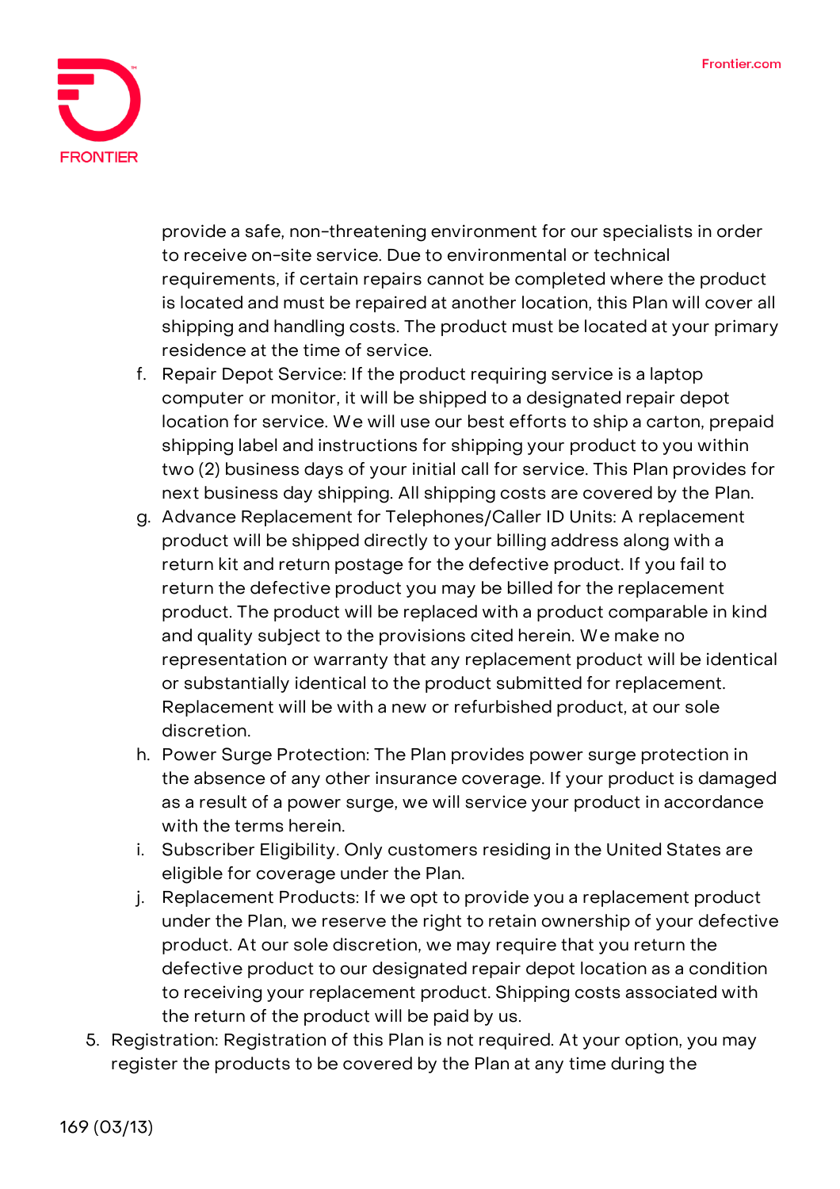provide a safe, non-threatening environment for our specialists in order to receive on-site service. Due to environmental or technical requirements, if certain repairs cannot be completed where the product is located and must be repaired at another location, this Plan will cover all shipping and handling costs. The product must be located at your primary residence at the time of service.

f. Repair Depot Service: If the product requiring service is a laptop computer or monitor, it will be shipped to a designated repair depot location for service. We will use our best efforts to ship a carton, prepaid shipping label and instructions for shipping your product to you within two (2) business days of your initial call for service. This Plan provides for next business day shipping. All shipping costs are covered by the Plan.

g. Advance Replacement for Telephones/Caller ID Units: A replacement product will be shipped directly to your billing address along with a return kit and return postage for the defective product. If you fail to return the defective product you may be billed for the replacement product. The product will be replaced with a product comparable in kind and quality subject to the provisions cited herein. We make no representation or warranty that any replacement product will be identical or substantially identical to the product submitted for replacement. Replacement will be with a new or refurbished product, at our sole discretion.

h. Power Surge Protection: The Plan provides power surge protection in the absence of any other insurance coverage. If your product is damaged as a result of a power surge, we will service your product in accordance with the terms herein.

i. Subscriber Eligibility. Only customers residing in the United States are eligible for coverage under the Plan.

j. Replacement Products: If we opt to provide you a replacement product under the Plan, we reserve the right to retain ownership of your defective product. At our sole discretion, we may require that you return the defective product to our designated repair depot location as a condition to receiving your replacement product. Shipping costs associated with the return of the product will be paid by us.

5. Registration: Registration of this Plan is not required. At your option, you may register the products to be covered by the Plan at any time during the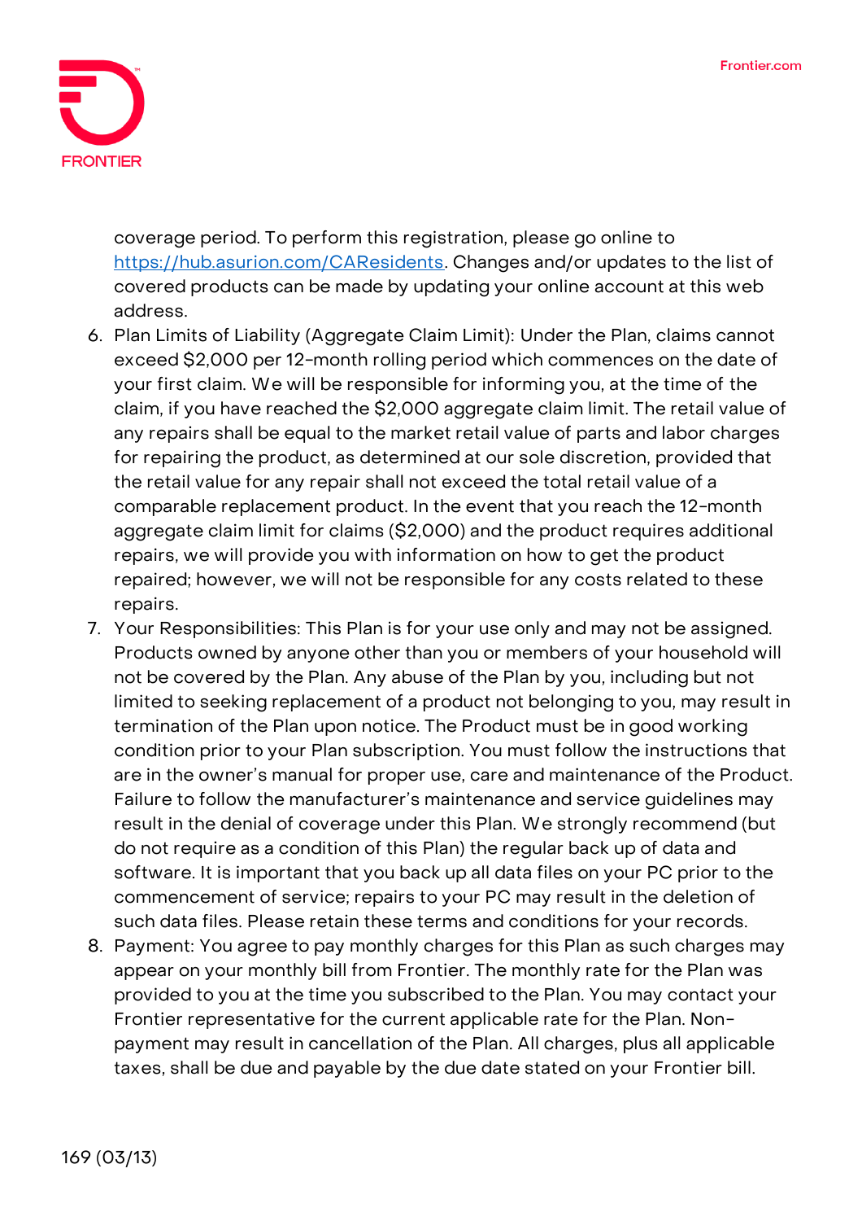coverage period. To perform this registration, please go online to [https://hub.asurion.com/CAResidents](https://hub.asurion.com/CAResidents). Changes and/or updates to the list of covered products can be made by updating your online account at this web address.

6. Plan Limits of Liability (Aggregate Claim Limit): Under the Plan, claims cannot exceed $2,000 per 12-month rolling period which commences on the date of your first claim. We will be responsible for informing you, at the time of the claim, if you have reached the $2,000 aggregate claim limit. The retail value of any repairs shall be equal to the market retail value of parts and labor charges for repairing the product, as determined at our sole discretion, provided that the retail value for any repair shall not exceed the total retail value of a comparable replacement product. In the event that you reach the 12-month aggregate claim limit for claims ($2,000) and the product requires additional repairs, we will provide you with information on how to get the product repaired; however, we will not be responsible for any costs related to these repairs.
7. Your Responsibilities: This Plan is for your use only and may not be assigned. Products owned by anyone other than you or members of your household will not be covered by the Plan. Any abuse of the Plan by you, including but not limited to seeking replacement of a product not belonging to you, may result in termination of the Plan upon notice. The Product must be in good working condition prior to your Plan subscription. You must follow the instructions that are in the owner's manual for proper use, care and maintenance of the Product. Failure to follow the manufacturer's maintenance and service guidelines may result in the denial of coverage under this Plan. We strongly recommend (but do not require as a condition of this Plan) the regular back up of data and software. It is important that you back up all data files on your PC prior to the commencement of service; repairs to your PC may result in the deletion of such data files. Please retain these terms and conditions for your records.
8. Payment: You agree to pay monthly charges for this Plan as such charges may appear on your monthly bill from Frontier. The monthly rate for the Plan was provided to you at the time you subscribed to the Plan. You may contact your Frontier representative for the current applicable rate for the Plan. Non-payment may result in cancellation of the Plan. All charges, plus all applicable taxes, shall be due and payable by the due date stated on your Frontier bill.

169 (03/13)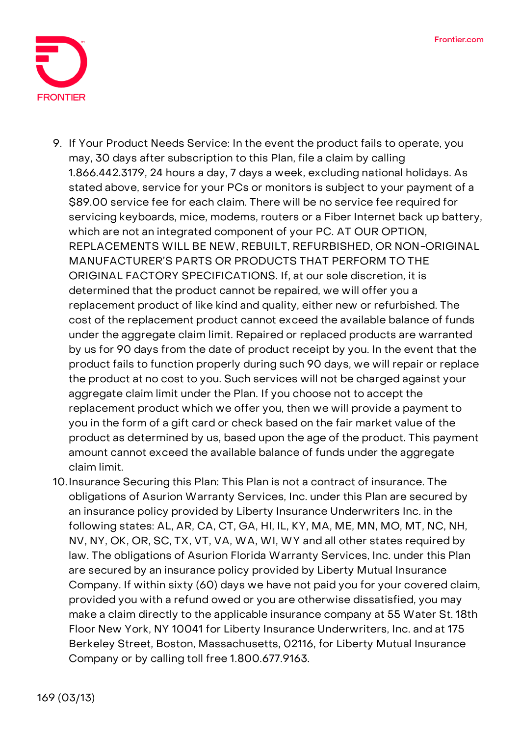9. If Your Product Needs Service: In the event the product fails to operate, you may, 30 days after subscription to this Plan, file a claim by calling 1.866.442.3179, 24 hours a day, 7 days a week, excluding national holidays. As stated above, service for your PCs or monitors is subject to your payment of a $89.00 service fee for each claim. There will be no service fee required for servicing keyboards, mice, modems, routers or a Fiber Internet back up battery, which are not an integrated component of your PC. AT OUR OPTION, REPLACEMENTS WILL BE NEW, REBUILT, REFURBISHED, OR NON-ORIGINAL MANUFACTURER'S PARTS OR PRODUCTS THAT PERFORM TO THE ORIGINAL FACTORY SPECIFICATIONS. If, at our sole discretion, it is determined that the product cannot be repaired, we will offer you a replacement product of like kind and quality, either new or refurbished. The cost of the replacement product cannot exceed the available balance of funds under the aggregate claim limit. Repaired or replaced products are warranted by us for 90 days from the date of product receipt by you. In the event that the product fails to function properly during such 90 days, we will repair or replace the product at no cost to you. Such services will not be charged against your aggregate claim limit under the Plan. If you choose not to accept the replacement product which we offer you, then we will provide a payment to you in the form of a gift card or check based on the fair market value of the product as determined by us, based upon the age of the product. This payment amount cannot exceed the available balance of funds under the aggregate claim limit.
10. Insurance Securing this Plan: This Plan is not a contract of insurance. The obligations of Asurion Warranty Services, Inc. under this Plan are secured by an insurance policy provided by Liberty Insurance Underwriters Inc. in the following states: AL, AR, CA, CT, GA, HI, IL, KY, MA, ME, MN, MO, MT, NC, NH, NV, NY, OK, OR, SC, TX, VT, VA, WA, WI, WY and all other states required by law. The obligations of Asurion Florida Warranty Services, Inc. under this Plan are secured by an insurance policy provided by Liberty Mutual Insurance Company. If within sixty (60) days we have not paid you for your covered claim, provided you with a refund owed or you are otherwise dissatisfied, you may make a claim directly to the applicable insurance company at 55 Water St. 18th Floor New York, NY 10041 for Liberty Insurance Underwriters, Inc. and at 175 Berkeley Street, Boston, Massachusetts, 02116, for Liberty Mutual Insurance Company or by calling toll free 1.800.677.9163.

169 (03/13)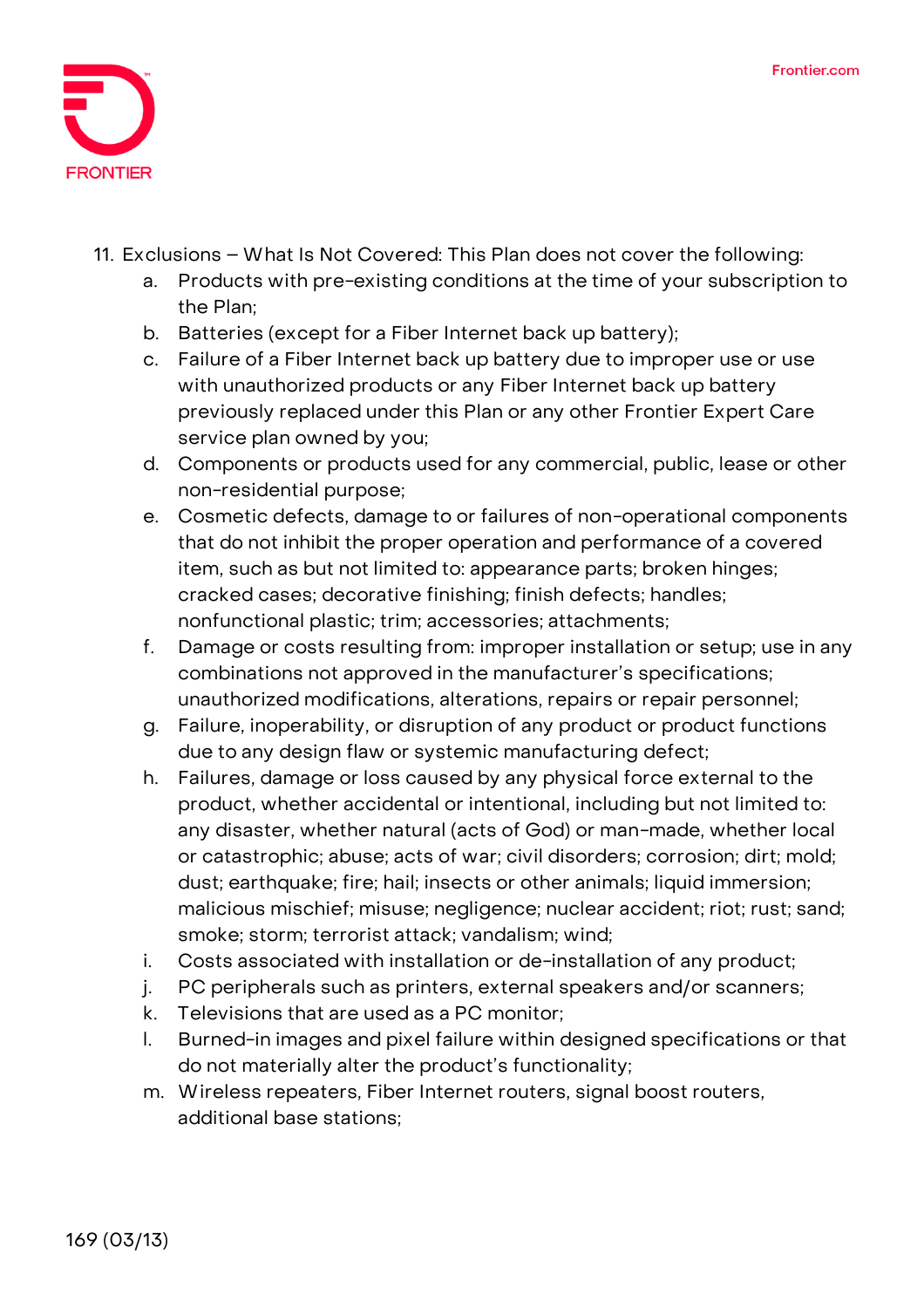11. Exclusions – What Is Not Covered: This Plan does not cover the following:
    a. Products with pre-existing conditions at the time of your subscription to the Plan;
    b. Batteries (except for a Fiber Internet back up battery);
    c. Failure of a Fiber Internet back up battery due to improper use or use with unauthorized products or any Fiber Internet back up battery previously replaced under this Plan or any other Frontier Expert Care service plan owned by you;
    d. Components or products used for any commercial, public, lease or other non-residential purpose;
    e. Cosmetic defects, damage to or failures of non-operational components that do not inhibit the proper operation and performance of a covered item, such as but not limited to: appearance parts; broken hinges; cracked cases; decorative finishing; finish defects; handles; nonfunctional plastic; trim; accessories; attachments;
    f. Damage or costs resulting from: improper installation or setup; use in any combinations not approved in the manufacturer's specifications; unauthorized modifications, alterations, repairs or repair personnel;
    g. Failure, inoperability, or disruption of any product or product functions due to any design flaw or systemic manufacturing defect;
    h. Failures, damage or loss caused by any physical force external to the product, whether accidental or intentional, including but not limited to: any disaster, whether natural (acts of God) or man-made, whether local or catastrophic; abuse; acts of war; civil disorders; corrosion; dirt; mold; dust; earthquake; fire; hail; insects or other animals; liquid immersion; malicious mischief; misuse; negligence; nuclear accident; riot; rust; sand; smoke; storm; terrorist attack; vandalism; wind;
    i. Costs associated with installation or de-installation of any product;
    j. PC peripherals such as printers, external speakers and/or scanners;
    k. Televisions that are used as a PC monitor;
    l. Burned-in images and pixel failure within designed specifications or that do not materially alter the product's functionality;
    m. Wireless repeaters, Fiber Internet routers, signal boost routers, additional base stations;

169 (03/13)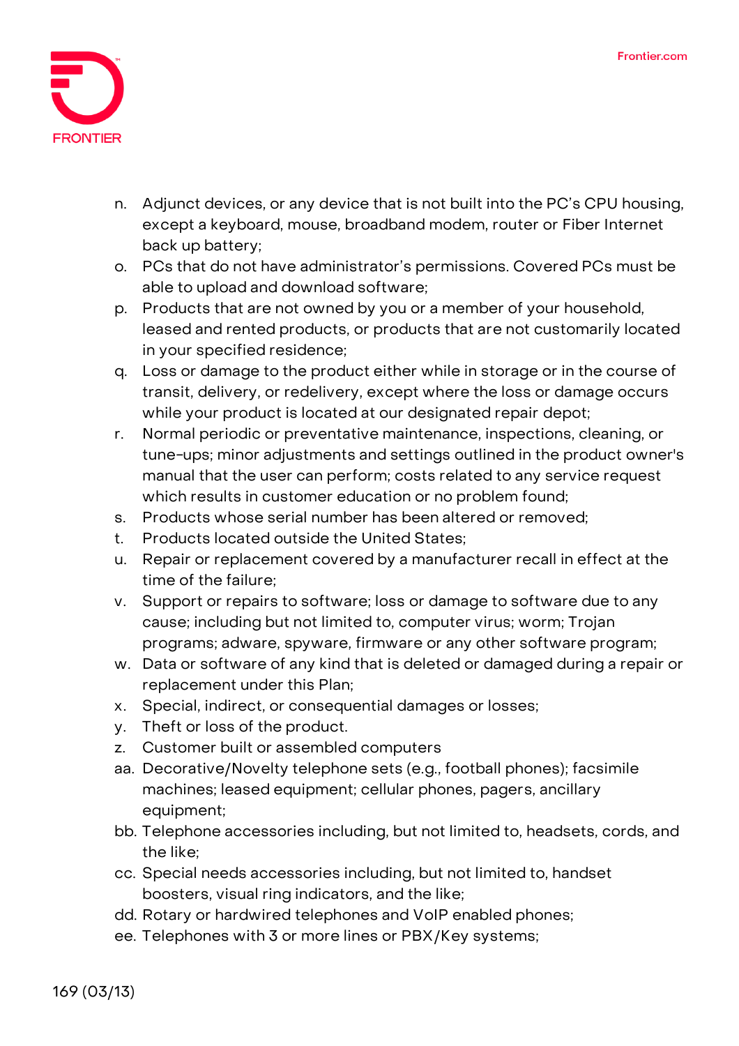n. Adjunct devices, or any device that is not built into the PC's CPU housing, except a keyboard, mouse, broadband modem, router or Fiber Internet back up battery;
o. PCs that do not have administrator's permissions. Covered PCs must be able to upload and download software;
p. Products that are not owned by you or a member of your household, leased and rented products, or products that are not customarily located in your specified residence;
q. Loss or damage to the product either while in storage or in the course of transit, delivery, or redelivery, except where the loss or damage occurs while your product is located at our designated repair depot;
r. Normal periodic or preventative maintenance, inspections, cleaning, or tune-ups; minor adjustments and settings outlined in the product owner's manual that the user can perform; costs related to any service request which results in customer education or no problem found;
s. Products whose serial number has been altered or removed;
t. Products located outside the United States;
u. Repair or replacement covered by a manufacturer recall in effect at the time of the failure;
v. Support or repairs to software; loss or damage to software due to any cause; including but not limited to, computer virus; worm; Trojan programs; adware, spyware, firmware or any other software program;
w. Data or software of any kind that is deleted or damaged during a repair or replacement under this Plan;
x. Special, indirect, or consequential damages or losses;
y. Theft or loss of the product.
z. Customer built or assembled computers
aa. Decorative/Novelty telephone sets (e.g., football phones); facsimile machines; leased equipment; cellular phones, pagers, ancillary equipment;
bb. Telephone accessories including, but not limited to, headsets, cords, and the like;
cc. Special needs accessories including, but not limited to, handset boosters, visual ring indicators, and the like;
dd. Rotary or hardwired telephones and VoIP enabled phones;
ee. Telephones with 3 or more lines or PBX/Key systems;

169 (03/13)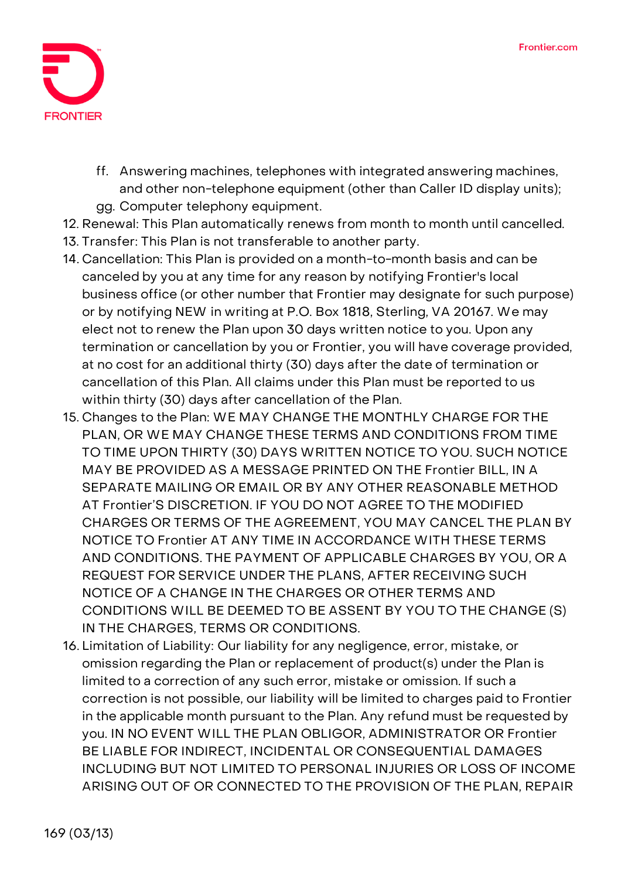ff. Answering machines, telephones with integrated answering machines, and other non-telephone equipment (other than Caller ID display units);
   gg. Computer telephony equipment.

12. Renewal: This Plan automatically renews from month to month until cancelled.
13. Transfer: This Plan is not transferable to another party.
14. Cancellation: This Plan is provided on a month-to-month basis and can be canceled by you at any time for any reason by notifying Frontier's local business office (or other number that Frontier may designate for such purpose) or by notifying NEW in writing at P.O. Box 1818, Sterling, VA 20167. We may elect not to renew the Plan upon 30 days written notice to you. Upon any termination or cancellation by you or Frontier, you will have coverage provided, at no cost for an additional thirty (30) days after the date of termination or cancellation of this Plan. All claims under this Plan must be reported to us within thirty (30) days after cancellation of the Plan.
15. Changes to the Plan: WE MAY CHANGE THE MONTHLY CHARGE FOR THE PLAN, OR WE MAY CHANGE THESE TERMS AND CONDITIONS FROM TIME TO TIME UPON THIRTY (30) DAYS WRITTEN NOTICE TO YOU. SUCH NOTICE MAY BE PROVIDED AS A MESSAGE PRINTED ON THE Frontier BILL, IN A SEPARATE MAILING OR EMAIL OR BY ANY OTHER REASONABLE METHOD AT Frontier'S DISCRETION. IF YOU DO NOT AGREE TO THE MODIFIED CHARGES OR TERMS OF THE AGREEMENT, YOU MAY CANCEL THE PLAN BY NOTICE TO Frontier AT ANY TIME IN ACCORDANCE WITH THESE TERMS AND CONDITIONS. THE PAYMENT OF APPLICABLE CHARGES BY YOU, OR A REQUEST FOR SERVICE UNDER THE PLANS, AFTER RECEIVING SUCH NOTICE OF A CHANGE IN THE CHARGES OR OTHER TERMS AND CONDITIONS WILL BE DEEMED TO BE ASSENT BY YOU TO THE CHANGE (S) IN THE CHARGES, TERMS OR CONDITIONS.
16. Limitation of Liability: Our liability for any negligence, error, mistake, or omission regarding the Plan or replacement of product(s) under the Plan is limited to a correction of any such error, mistake or omission. If such a correction is not possible, our liability will be limited to charges paid to Frontier in the applicable month pursuant to the Plan. Any refund must be requested by you. IN NO EVENT WILL THE PLAN OBLIGOR, ADMINISTRATOR OR Frontier BE LIABLE FOR INDIRECT, INCIDENTAL OR CONSEQUENTIAL DAMAGES INCLUDING BUT NOT LIMITED TO PERSONAL INJURIES OR LOSS OF INCOME ARISING OUT OF OR CONNECTED TO THE PROVISION OF THE PLAN, REPAIR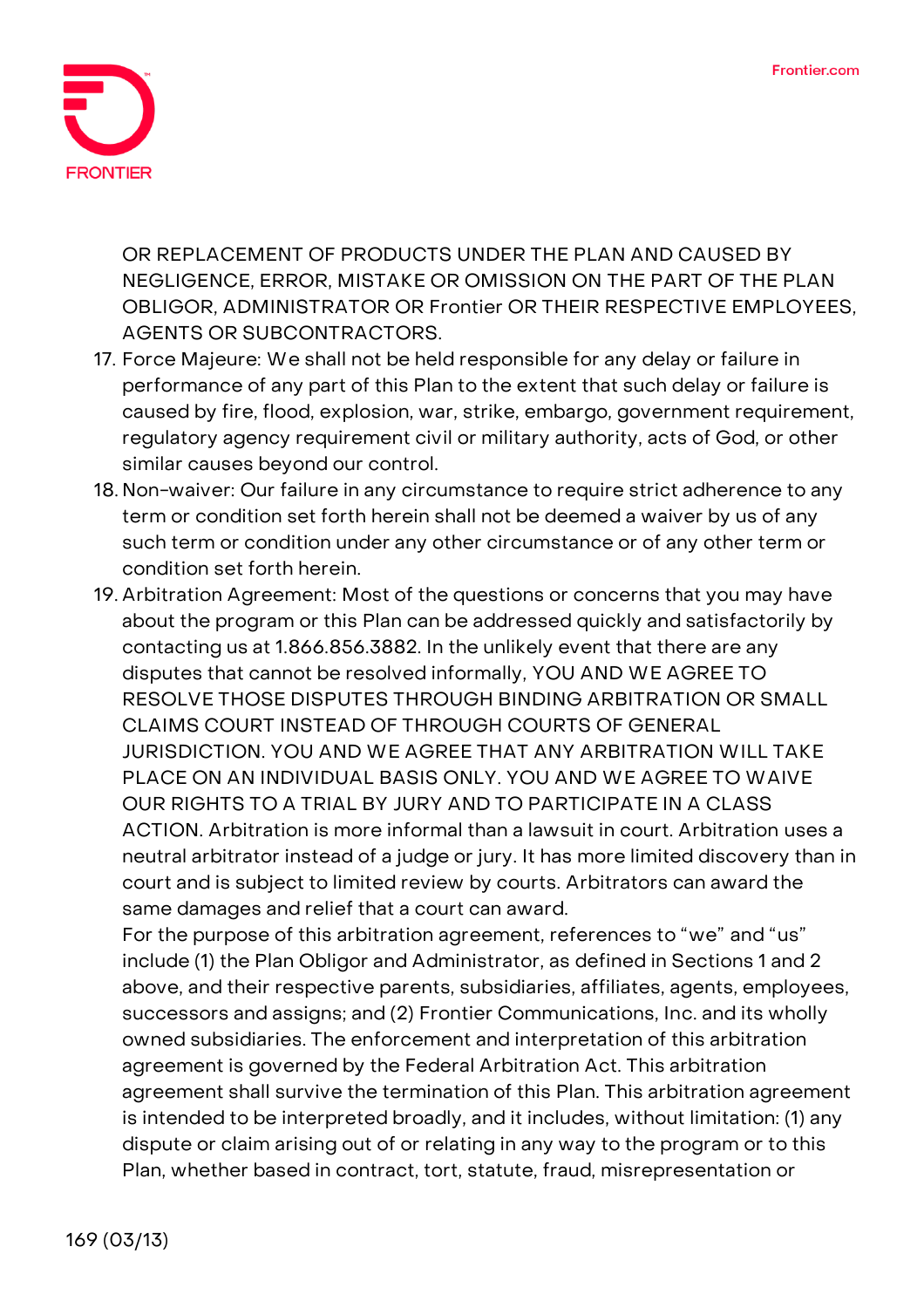OR REPLACEMENT OF PRODUCTS UNDER THE PLAN AND CAUSED BY NEGLIGENCE, ERROR, MISTAKE OR OMISSION ON THE PART OF THE PLAN OBLIGOR, ADMINISTRATOR OR Frontier OR THEIR RESPECTIVE EMPLOYEES, AGENTS OR SUBCONTRACTORS.

17. Force Majeure: We shall not be held responsible for any delay or failure in performance of any part of this Plan to the extent that such delay or failure is caused by fire, flood, explosion, war, strike, embargo, government requirement, regulatory agency requirement civil or military authority, acts of God, or other similar causes beyond our control.
18. Non-waiver: Our failure in any circumstance to require strict adherence to any term or condition set forth herein shall not be deemed a waiver by us of any such term or condition under any other circumstance or of any other term or condition set forth herein.
19. Arbitration Agreement: Most of the questions or concerns that you may have about the program or this Plan can be addressed quickly and satisfactorily by contacting us at 1.866.856.3882. In the unlikely event that there are any disputes that cannot be resolved informally, YOU AND WE AGREE TO RESOLVE THOSE DISPUTES THROUGH BINDING ARBITRATION OR SMALL CLAIMS COURT INSTEAD OF THROUGH COURTS OF GENERAL JURISDICTION. YOU AND WE AGREE THAT ANY ARBITRATION WILL TAKE PLACE ON AN INDIVIDUAL BASIS ONLY. YOU AND WE AGREE TO WAIVE OUR RIGHTS TO A TRIAL BY JURY AND TO PARTICIPATE IN A CLASS ACTION. Arbitration is more informal than a lawsuit in court. Arbitration uses a neutral arbitrator instead of a judge or jury. It has more limited discovery than in court and is subject to limited review by courts. Arbitrators can award the same damages and relief that a court can award.

    For the purpose of this arbitration agreement, references to "we" and "us" include (1) the Plan Obligor and Administrator, as defined in Sections 1 and 2 above, and their respective parents, subsidiaries, affiliates, agents, employees, successors and assigns; and (2) Frontier Communications, Inc. and its wholly owned subsidiaries. The enforcement and interpretation of this arbitration agreement is governed by the Federal Arbitration Act. This arbitration agreement shall survive the termination of this Plan. This arbitration agreement is intended to be interpreted broadly, and it includes, without limitation: (1) any dispute or claim arising out of or relating in any way to the program or to this Plan, whether based in contract, tort, statute, fraud, misrepresentation or

169 (03/13)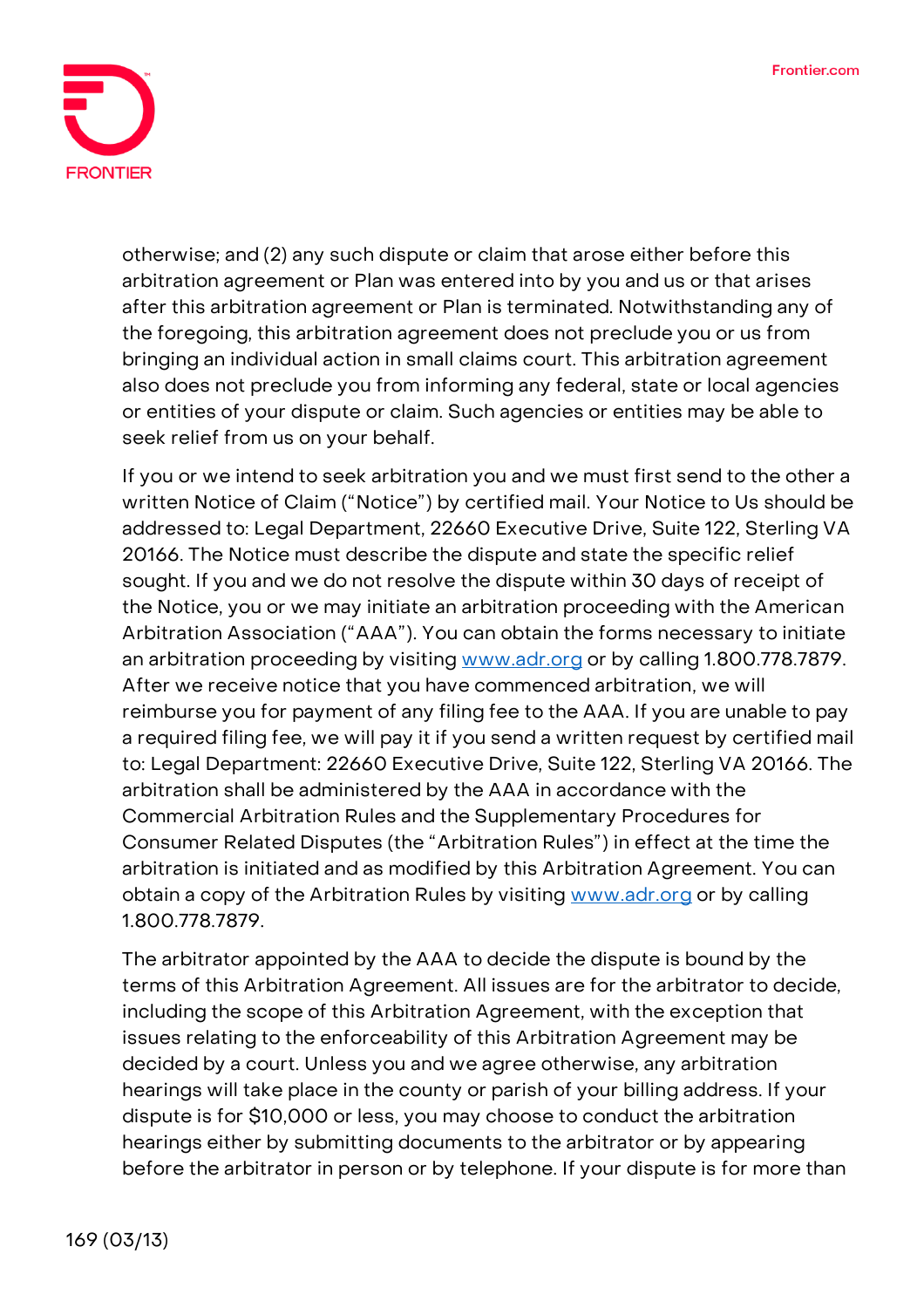otherwise; and (2) any such dispute or claim that arose either before this arbitration agreement or Plan was entered into by you and us or that arises after this arbitration agreement or Plan is terminated. Notwithstanding any of the foregoing, this arbitration agreement does not preclude you or us from bringing an individual action in small claims court. This arbitration agreement also does not preclude you from informing any federal, state or local agencies or entities of your dispute or claim. Such agencies or entities may be able to seek relief from us on your behalf.

If you or we intend to seek arbitration you and we must first send to the other a written Notice of Claim ("Notice") by certified mail. Your Notice to Us should be addressed to: Legal Department, 22660 Executive Drive, Suite 122, Sterling VA 20166. The Notice must describe the dispute and state the specific relief sought. If you and we do not resolve the dispute within 30 days of receipt of the Notice, you or we may initiate an arbitration proceeding with the American Arbitration Association ("AAA"). You can obtain the forms necessary to initiate an arbitration proceeding by visiting [www.adr.org](http://www.adr.org) or by calling 1.800.778.7879. After we receive notice that you have commenced arbitration, we will reimburse you for payment of any filing fee to the AAA. If you are unable to pay a required filing fee, we will pay it if you send a written request by certified mail to: Legal Department: 22660 Executive Drive, Suite 122, Sterling VA 20166. The arbitration shall be administered by the AAA in accordance with the Commercial Arbitration Rules and the Supplementary Procedures for Consumer Related Disputes (the "Arbitration Rules") in effect at the time the arbitration is initiated and as modified by this Arbitration Agreement. You can obtain a copy of the Arbitration Rules by visiting [www.adr.org](http://www.adr.org) or by calling 1.800.778.7879.

The arbitrator appointed by the AAA to decide the dispute is bound by the terms of this Arbitration Agreement. All issues are for the arbitrator to decide, including the scope of this Arbitration Agreement, with the exception that issues relating to the enforceability of this Arbitration Agreement may be decided by a court. Unless you and we agree otherwise, any arbitration hearings will take place in the county or parish of your billing address. If your dispute is for $10,000 or less, you may choose to conduct the arbitration hearings either by submitting documents to the arbitrator or by appearing before the arbitrator in person or by telephone. If your dispute is for more than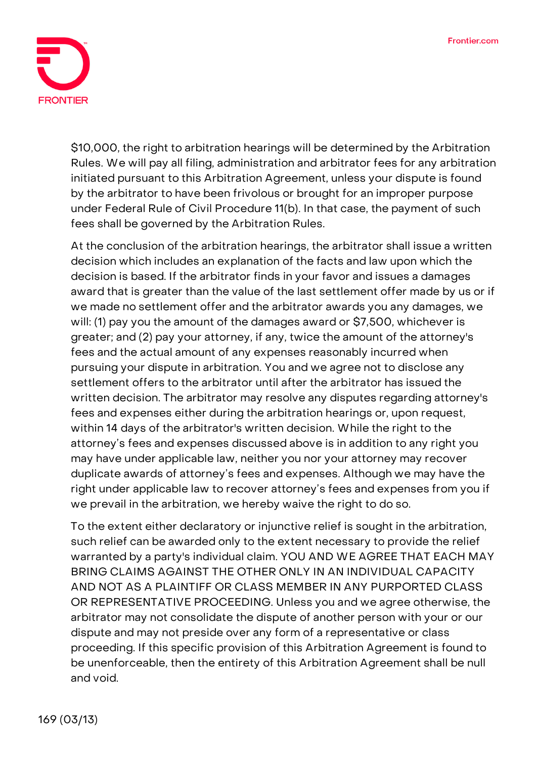$10,000, the right to arbitration hearings will be determined by the Arbitration Rules. We will pay all filing, administration and arbitrator fees for any arbitration initiated pursuant to this Arbitration Agreement, unless your dispute is found by the arbitrator to have been frivolous or brought for an improper purpose under Federal Rule of Civil Procedure 11(b). In that case, the payment of such fees shall be governed by the Arbitration Rules.

At the conclusion of the arbitration hearings, the arbitrator shall issue a written decision which includes an explanation of the facts and law upon which the decision is based. If the arbitrator finds in your favor and issues a damages award that is greater than the value of the last settlement offer made by us or if we made no settlement offer and the arbitrator awards you any damages, we will: (1) pay you the amount of the damages award or $7,500, whichever is greater; and (2) pay your attorney, if any, twice the amount of the attorney's fees and the actual amount of any expenses reasonably incurred when pursuing your dispute in arbitration. You and we agree not to disclose any settlement offers to the arbitrator until after the arbitrator has issued the written decision. The arbitrator may resolve any disputes regarding attorney's fees and expenses either during the arbitration hearings or, upon request, within 14 days of the arbitrator's written decision. While the right to the attorney's fees and expenses discussed above is in addition to any right you may have under applicable law, neither you nor your attorney may recover duplicate awards of attorney's fees and expenses. Although we may have the right under applicable law to recover attorney's fees and expenses from you if we prevail in the arbitration, we hereby waive the right to do so.

To the extent either declaratory or injunctive relief is sought in the arbitration, such relief can be awarded only to the extent necessary to provide the relief warranted by a party's individual claim. YOU AND WE AGREE THAT EACH MAY BRING CLAIMS AGAINST THE OTHER ONLY IN AN INDIVIDUAL CAPACITY AND NOT AS A PLAINTIFF OR CLASS MEMBER IN ANY PURPORTED CLASS OR REPRESENTATIVE PROCEEDING. Unless you and we agree otherwise, the arbitrator may not consolidate the dispute of another person with your or our dispute and may not preside over any form of a representative or class proceeding. If this specific provision of this Arbitration Agreement is found to be unenforceable, then the entirety of this Arbitration Agreement shall be null and void.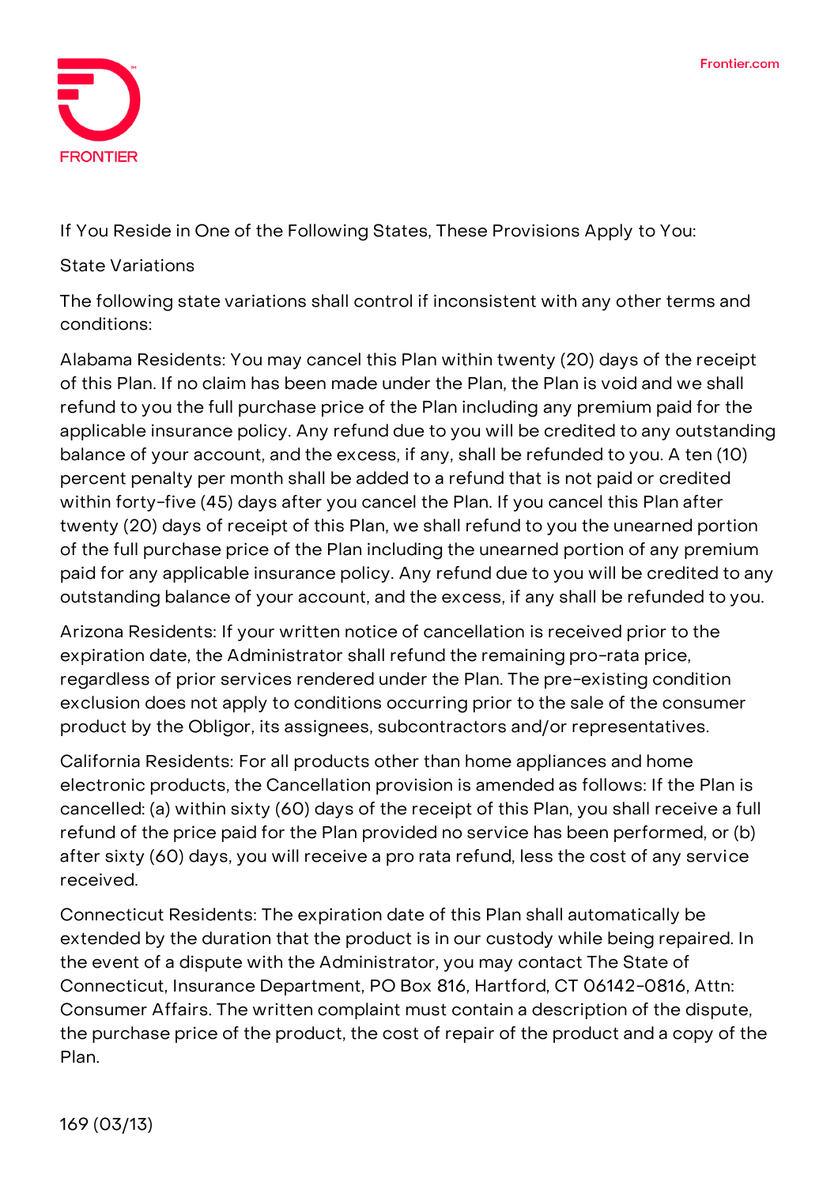If You Reside in One of the Following States, These Provisions Apply to You:

State Variations

The following state variations shall control if inconsistent with any other terms and conditions:

Alabama Residents: You may cancel this Plan within twenty (20) days of the receipt of this Plan. If no claim has been made under the Plan, the Plan is void and we shall refund to you the full purchase price of the Plan including any premium paid for the applicable insurance policy. Any refund due to you will be credited to any outstanding balance of your account, and the excess, if any, shall be refunded to you. A ten (10) percent penalty per month shall be added to a refund that is not paid or credited within forty-five (45) days after you cancel the Plan. If you cancel this Plan after twenty (20) days of receipt of this Plan, we shall refund to you the unearned portion of the full purchase price of the Plan including the unearned portion of any premium paid for any applicable insurance policy. Any refund due to you will be credited to any outstanding balance of your account, and the excess, if any shall be refunded to you.

Arizona Residents: If your written notice of cancellation is received prior to the expiration date, the Administrator shall refund the remaining pro-rata price, regardless of prior services rendered under the Plan. The pre-existing condition exclusion does not apply to conditions occurring prior to the sale of the consumer product by the Obligor, its assignees, subcontractors and/or representatives.

California Residents: For all products other than home appliances and home electronic products, the Cancellation provision is amended as follows: If the Plan is cancelled: (a) within sixty (60) days of the receipt of this Plan, you shall receive a full refund of the price paid for the Plan provided no service has been performed, or (b) after sixty (60) days, you will receive a pro rata refund, less the cost of any service received.

Connecticut Residents: The expiration date of this Plan shall automatically be extended by the duration that the product is in our custody while being repaired. In the event of a dispute with the Administrator, you may contact The State of Connecticut, Insurance Department, PO Box 816, Hartford, CT 06142-0816, Attn: Consumer Affairs. The written complaint must contain a description of the dispute, the purchase price of the product, the cost of repair of the product and a copy of the Plan.

169 (03/13)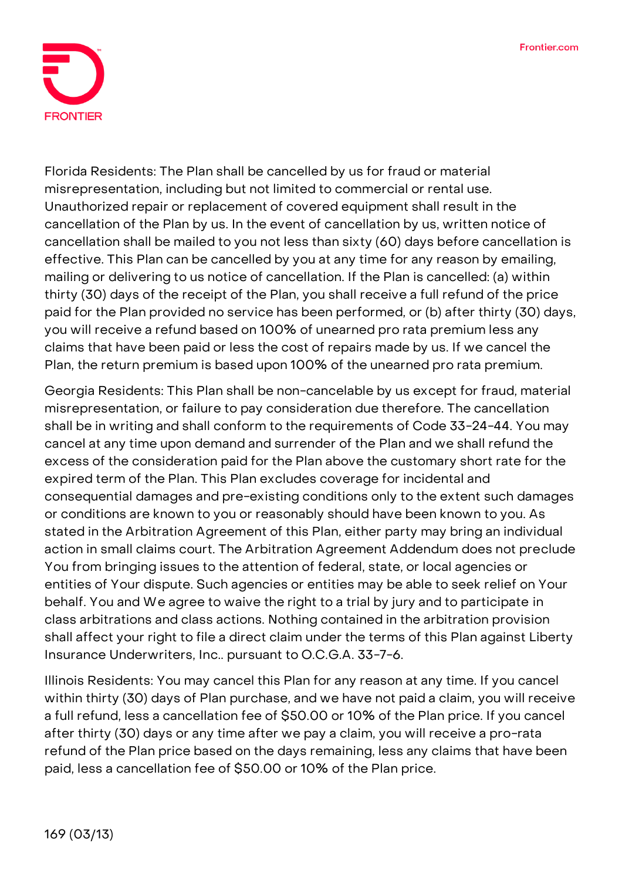Florida Residents: The Plan shall be cancelled by us for fraud or material misrepresentation, including but not limited to commercial or rental use. Unauthorized repair or replacement of covered equipment shall result in the cancellation of the Plan by us. In the event of cancellation by us, written notice of cancellation shall be mailed to you not less than sixty (60) days before cancellation is effective. This Plan can be cancelled by you at any time for any reason by emailing, mailing or delivering to us notice of cancellation. If the Plan is cancelled: (a) within thirty (30) days of the receipt of the Plan, you shall receive a full refund of the price paid for the Plan provided no service has been performed, or (b) after thirty (30) days, you will receive a refund based on 100% of unearned pro rata premium less any claims that have been paid or less the cost of repairs made by us. If we cancel the Plan, the return premium is based upon 100% of the unearned pro rata premium.

Georgia Residents: This Plan shall be non-cancelable by us except for fraud, material misrepresentation, or failure to pay consideration due therefore. The cancellation shall be in writing and shall conform to the requirements of Code 33-24-44. You may cancel at any time upon demand and surrender of the Plan and we shall refund the excess of the consideration paid for the Plan above the customary short rate for the expired term of the Plan. This Plan excludes coverage for incidental and consequential damages and pre-existing conditions only to the extent such damages or conditions are known to you or reasonably should have been known to you. As stated in the Arbitration Agreement of this Plan, either party may bring an individual action in small claims court. The Arbitration Agreement Addendum does not preclude You from bringing issues to the attention of federal, state, or local agencies or entities of Your dispute. Such agencies or entities may be able to seek relief on Your behalf. You and We agree to waive the right to a trial by jury and to participate in class arbitrations and class actions. Nothing contained in the arbitration provision shall affect your right to file a direct claim under the terms of this Plan against Liberty Insurance Underwriters, Inc.. pursuant to O.C.G.A. 33-7-6.

Illinois Residents: You may cancel this Plan for any reason at any time. If you cancel within thirty (30) days of Plan purchase, and we have not paid a claim, you will receive a full refund, less a cancellation fee of $50.00 or 10% of the Plan price. If you cancel after thirty (30) days or any time after we pay a claim, you will receive a pro-rata refund of the Plan price based on the days remaining, less any claims that have been paid, less a cancellation fee of $50.00 or 10% of the Plan price.

169 (03/13)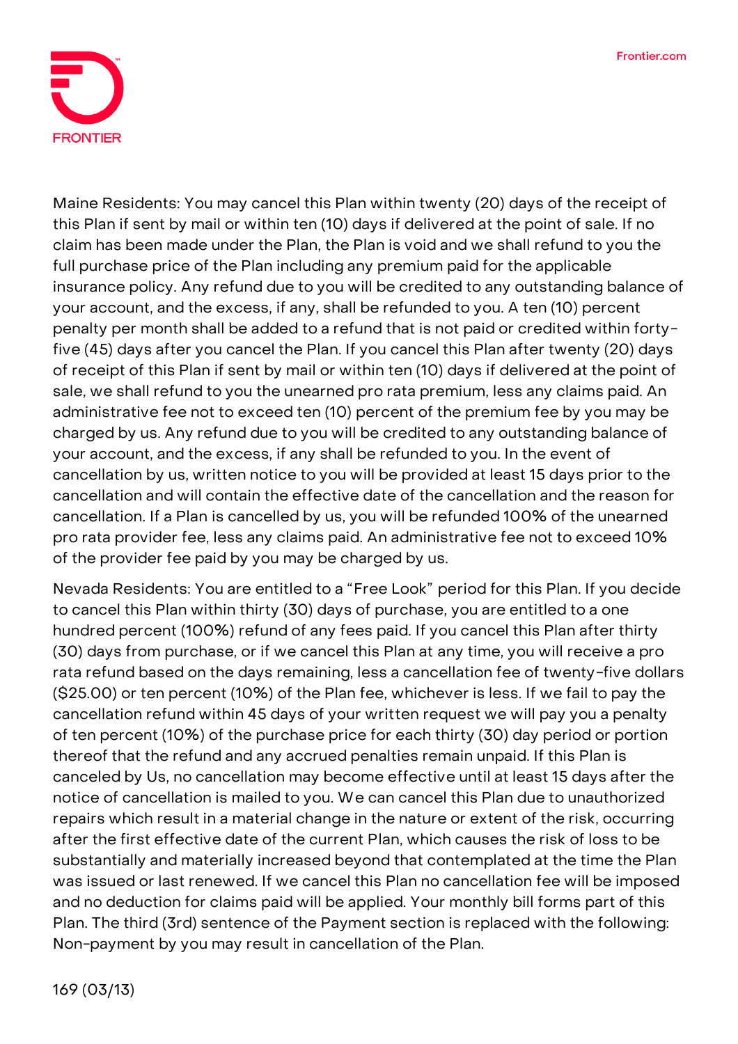Maine Residents: You may cancel this Plan within twenty (20) days of the receipt of this Plan if sent by mail or within ten (10) days if delivered at the point of sale. If no claim has been made under the Plan, the Plan is void and we shall refund to you the full purchase price of the Plan including any premium paid for the applicable insurance policy. Any refund due to you will be credited to any outstanding balance of your account, and the excess, if any, shall be refunded to you. A ten (10) percent penalty per month shall be added to a refund that is not paid or credited within forty-five (45) days after you cancel the Plan. If you cancel this Plan after twenty (20) days of receipt of this Plan if sent by mail or within ten (10) days if delivered at the point of sale, we shall refund to you the unearned pro rata premium, less any claims paid. An administrative fee not to exceed ten (10) percent of the premium fee by you may be charged by us. Any refund due to you will be credited to any outstanding balance of your account, and the excess, if any shall be refunded to you. In the event of cancellation by us, written notice to you will be provided at least 15 days prior to the cancellation and will contain the effective date of the cancellation and the reason for cancellation. If a Plan is cancelled by us, you will be refunded 100% of the unearned pro rata provider fee, less any claims paid. An administrative fee not to exceed 10% of the provider fee paid by you may be charged by us.

Nevada Residents: You are entitled to a "Free Look" period for this Plan. If you decide to cancel this Plan within thirty (30) days of purchase, you are entitled to a one hundred percent (100%) refund of any fees paid. If you cancel this Plan after thirty (30) days from purchase, or if we cancel this Plan at any time, you will receive a pro rata refund based on the days remaining, less a cancellation fee of twenty-five dollars ($25.00) or ten percent (10%) of the Plan fee, whichever is less. If we fail to pay the cancellation refund within 45 days of your written request we will pay you a penalty of ten percent (10%) of the purchase price for each thirty (30) day period or portion thereof that the refund and any accrued penalties remain unpaid. If this Plan is canceled by Us, no cancellation may become effective until at least 15 days after the notice of cancellation is mailed to you. We can cancel this Plan due to unauthorized repairs which result in a material change in the nature or extent of the risk, occurring after the first effective date of the current Plan, which causes the risk of loss to be substantially and materially increased beyond that contemplated at the time the Plan was issued or last renewed. If we cancel this Plan no cancellation fee will be imposed and no deduction for claims paid will be applied. Your monthly bill forms part of this Plan. The third (3rd) sentence of the Payment section is replaced with the following: Non-payment by you may result in cancellation of the Plan.

169 (03/13)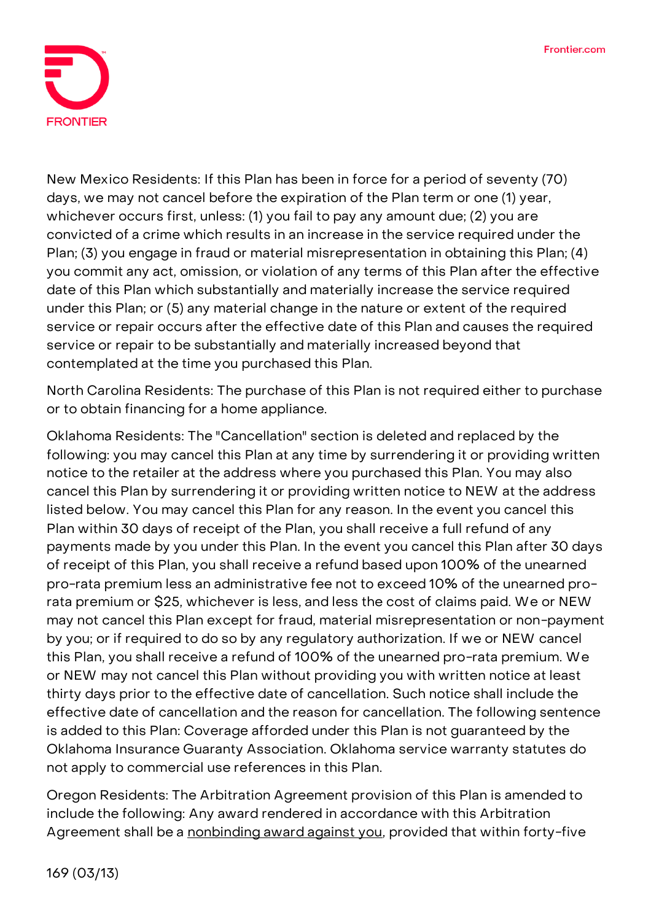New Mexico Residents: If this Plan has been in force for a period of seventy (70) days, we may not cancel before the expiration of the Plan term or one (1) year, whichever occurs first, unless: (1) you fail to pay any amount due; (2) you are convicted of a crime which results in an increase in the service required under the Plan; (3) you engage in fraud or material misrepresentation in obtaining this Plan; (4) you commit any act, omission, or violation of any terms of this Plan after the effective date of this Plan which substantially and materially increase the service required under this Plan; or (5) any material change in the nature or extent of the required service or repair occurs after the effective date of this Plan and causes the required service or repair to be substantially and materially increased beyond that contemplated at the time you purchased this Plan.

North Carolina Residents: The purchase of this Plan is not required either to purchase or to obtain financing for a home appliance.

Oklahoma Residents: The "Cancellation" section is deleted and replaced by the following: you may cancel this Plan at any time by surrendering it or providing written notice to the retailer at the address where you purchased this Plan. You may also cancel this Plan by surrendering it or providing written notice to NEW at the address listed below. You may cancel this Plan for any reason. In the event you cancel this Plan within 30 days of receipt of the Plan, you shall receive a full refund of any payments made by you under this Plan. In the event you cancel this Plan after 30 days of receipt of this Plan, you shall receive a refund based upon 100% of the unearned pro-rata premium less an administrative fee not to exceed 10% of the unearned pro-rata premium or $25, whichever is less, and less the cost of claims paid. We or NEW may not cancel this Plan except for fraud, material misrepresentation or non-payment by you; or if required to do so by any regulatory authorization. If we or NEW cancel this Plan, you shall receive a refund of 100% of the unearned pro-rata premium. We or NEW may not cancel this Plan without providing you with written notice at least thirty days prior to the effective date of cancellation. Such notice shall include the effective date of cancellation and the reason for cancellation. The following sentence is added to this Plan: Coverage afforded under this Plan is not guaranteed by the Oklahoma Insurance Guaranty Association. Oklahoma service warranty statutes do not apply to commercial use references in this Plan.

Oregon Residents: The Arbitration Agreement provision of this Plan is amended to include the following: Any award rendered in accordance with this Arbitration Agreement shall be a <u>nonbinding award against you</u>, provided that within forty-five

169 (03/13)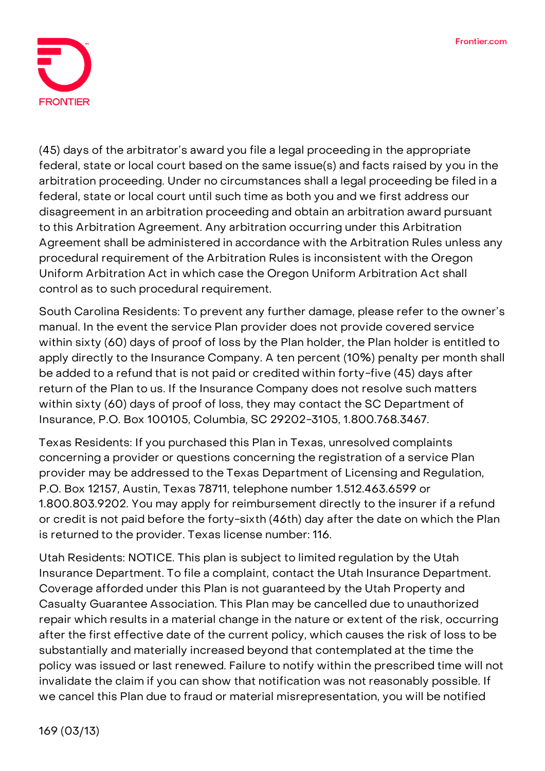(45) days of the arbitrator's award you file a legal proceeding in the appropriate federal, state or local court based on the same issue(s) and facts raised by you in the arbitration proceeding. Under no circumstances shall a legal proceeding be filed in a federal, state or local court until such time as both you and we first address our disagreement in an arbitration proceeding and obtain an arbitration award pursuant to this Arbitration Agreement. Any arbitration occurring under this Arbitration Agreement shall be administered in accordance with the Arbitration Rules unless any procedural requirement of the Arbitration Rules is inconsistent with the Oregon Uniform Arbitration Act in which case the Oregon Uniform Arbitration Act shall control as to such procedural requirement.

South Carolina Residents: To prevent any further damage, please refer to the owner's manual. In the event the service Plan provider does not provide covered service within sixty (60) days of proof of loss by the Plan holder, the Plan holder is entitled to apply directly to the Insurance Company. A ten percent (10%) penalty per month shall be added to a refund that is not paid or credited within forty-five (45) days after return of the Plan to us. If the Insurance Company does not resolve such matters within sixty (60) days of proof of loss, they may contact the SC Department of Insurance, P.O. Box 100105, Columbia, SC 29202-3105, 1.800.768.3467.

Texas Residents: If you purchased this Plan in Texas, unresolved complaints concerning a provider or questions concerning the registration of a service Plan provider may be addressed to the Texas Department of Licensing and Regulation, P.O. Box 12157, Austin, Texas 78711, telephone number 1.512.463.6599 or 1.800.803.9202. You may apply for reimbursement directly to the insurer if a refund or credit is not paid before the forty-sixth (46th) day after the date on which the Plan is returned to the provider. Texas license number: 116.

Utah Residents: NOTICE. This plan is subject to limited regulation by the Utah Insurance Department. To file a complaint, contact the Utah Insurance Department. Coverage afforded under this Plan is not guaranteed by the Utah Property and Casualty Guarantee Association. This Plan may be cancelled due to unauthorized repair which results in a material change in the nature or extent of the risk, occurring after the first effective date of the current policy, which causes the risk of loss to be substantially and materially increased beyond that contemplated at the time the policy was issued or last renewed. Failure to notify within the prescribed time will not invalidate the claim if you can show that notification was not reasonably possible. If we cancel this Plan due to fraud or material misrepresentation, you will be notified

169 (03/13)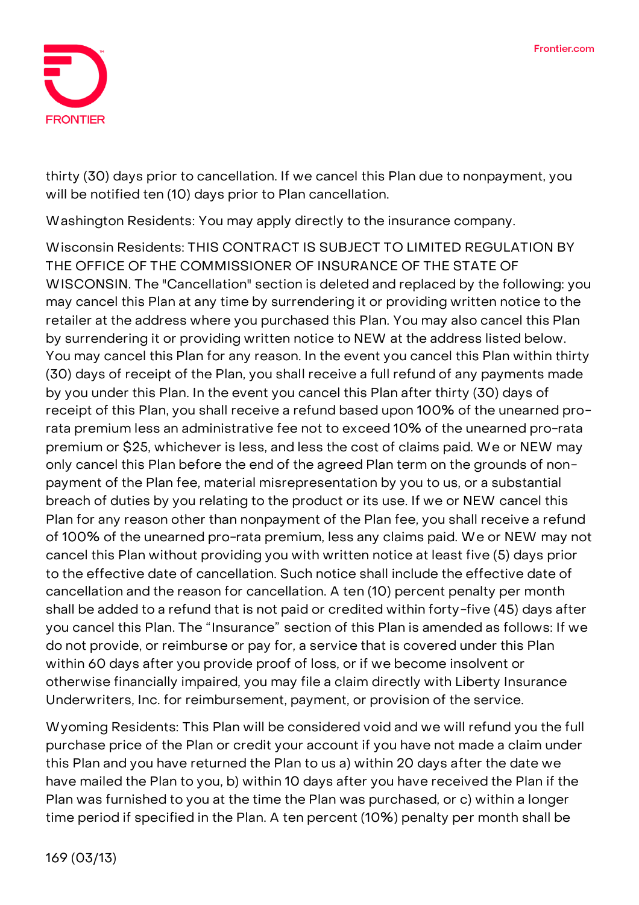thirty (30) days prior to cancellation. If we cancel this Plan due to nonpayment, you will be notified ten (10) days prior to Plan cancellation.

Washington Residents: You may apply directly to the insurance company.

Wisconsin Residents: THIS CONTRACT IS SUBJECT TO LIMITED REGULATION BY THE OFFICE OF THE COMMISSIONER OF INSURANCE OF THE STATE OF WISCONSIN. The "Cancellation" section is deleted and replaced by the following: you may cancel this Plan at any time by surrendering it or providing written notice to the retailer at the address where you purchased this Plan. You may also cancel this Plan by surrendering it or providing written notice to NEW at the address listed below. You may cancel this Plan for any reason. In the event you cancel this Plan within thirty (30) days of receipt of the Plan, you shall receive a full refund of any payments made by you under this Plan. In the event you cancel this Plan after thirty (30) days of receipt of this Plan, you shall receive a refund based upon 100% of the unearned pro-rata premium less an administrative fee not to exceed 10% of the unearned pro-rata premium or $25, whichever is less, and less the cost of claims paid. We or NEW may only cancel this Plan before the end of the agreed Plan term on the grounds of non-payment of the Plan fee, material misrepresentation by you to us, or a substantial breach of duties by you relating to the product or its use. If we or NEW cancel this Plan for any reason other than nonpayment of the Plan fee, you shall receive a refund of 100% of the unearned pro-rata premium, less any claims paid. We or NEW may not cancel this Plan without providing you with written notice at least five (5) days prior to the effective date of cancellation. Such notice shall include the effective date of cancellation and the reason for cancellation. A ten (10) percent penalty per month shall be added to a refund that is not paid or credited within forty-five (45) days after you cancel this Plan. The "Insurance" section of this Plan is amended as follows: If we do not provide, or reimburse or pay for, a service that is covered under this Plan within 60 days after you provide proof of loss, or if we become insolvent or otherwise financially impaired, you may file a claim directly with Liberty Insurance Underwriters, Inc. for reimbursement, payment, or provision of the service.

Wyoming Residents: This Plan will be considered void and we will refund you the full purchase price of the Plan or credit your account if you have not made a claim under this Plan and you have returned the Plan to us a) within 20 days after the date we have mailed the Plan to you, b) within 10 days after you have received the Plan if the Plan was furnished to you at the time the Plan was purchased, or c) within a longer time period if specified in the Plan. A ten percent (10%) penalty per month shall be

169 (03/13)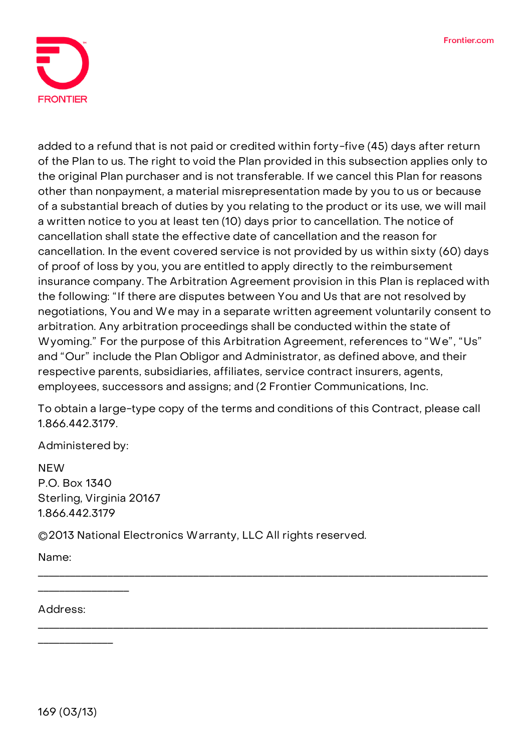added to a refund that is not paid or credited within forty-five (45) days after return of the Plan to us. The right to void the Plan provided in this subsection applies only to the original Plan purchaser and is not transferable. If we cancel this Plan for reasons other than nonpayment, a material misrepresentation made by you to us or because of a substantial breach of duties by you relating to the product or its use, we will mail a written notice to you at least ten (10) days prior to cancellation. The notice of cancellation shall state the effective date of cancellation and the reason for cancellation. In the event covered service is not provided by us within sixty (60) days of proof of loss by you, you are entitled to apply directly to the reimbursement insurance company. The Arbitration Agreement provision in this Plan is replaced with the following: "If there are disputes between You and Us that are not resolved by negotiations, You and We may in a separate written agreement voluntarily consent to arbitration. Any arbitration proceedings shall be conducted within the state of Wyoming." For the purpose of this Arbitration Agreement, references to "We", "Us" and "Our" include the Plan Obligor and Administrator, as defined above, and their respective parents, subsidiaries, affiliates, service contract insurers, agents, employees, successors and assigns; and (2 Frontier Communications, Inc.

To obtain a large-type copy of the terms and conditions of this Contract, please call 1.866.442.3179.

Administered by:

NEW
P.O. Box 1340
Sterling, Virginia 20167
1.866.442.3179

©2013 National Electronics Warranty, LLC All rights reserved.

Name: ________________________________________________________________________________________

Address: ______________________________________________________________________________________

169 (03/13)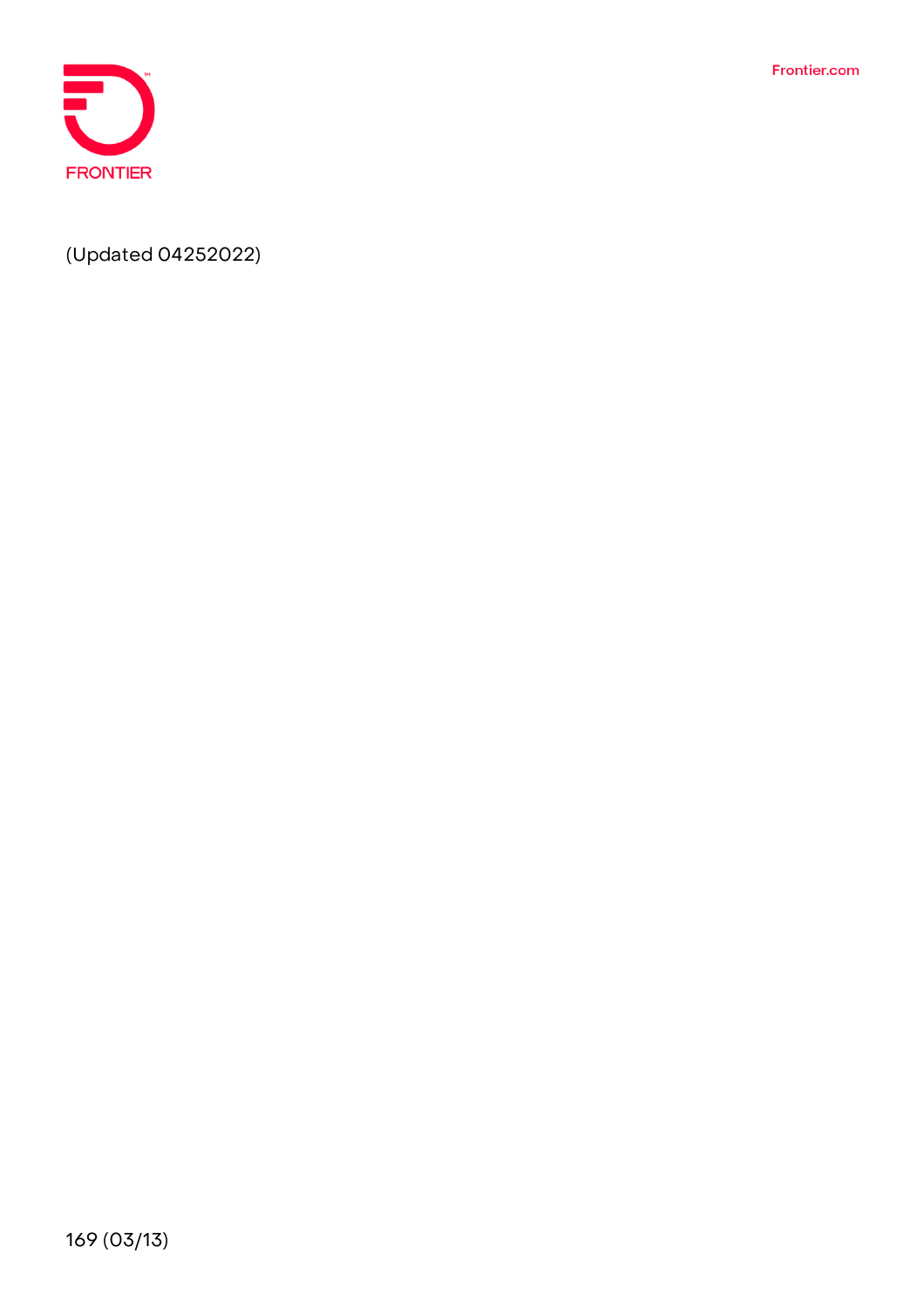(Updated 04252022)

169 (03/13)